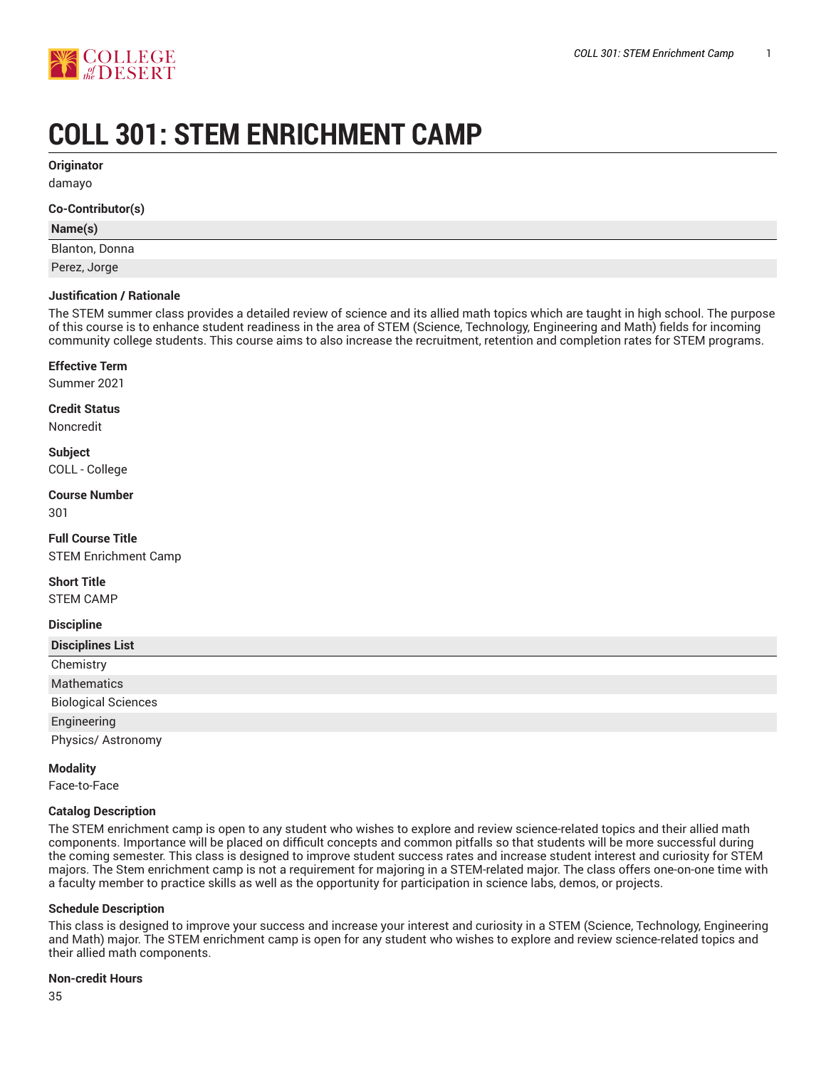# COLL 301: STEM ENRICHMENT CAMP

**Originator**

damayo

**Co-Contributor(s)**

| Name(s) |
| --- |
| Blanton, Donna |
| Perez, Jorge |

**Justification / Rationale**

The STEM summer class provides a detailed review of science and its allied math topics which are taught in high school. The purpose of this course is to enhance student readiness in the area of STEM (Science, Technology, Engineering and Math) fields for incoming community college students. This course aims to also increase the recruitment, retention and completion rates for STEM programs.

**Effective Term**

Summer 2021

**Credit Status**

Noncredit

**Subject**

COLL - College

**Course Number**

301

**Full Course Title**

STEM Enrichment Camp

**Short Title**

STEM CAMP

**Discipline**

| Disciplines List |
| --- |
| Chemistry |
| Mathematics |
| Biological Sciences |
| Engineering |
| Physics/ Astronomy |

**Modality**

Face-to-Face

**Catalog Description**

The STEM enrichment camp is open to any student who wishes to explore and review science-related topics and their allied math components. Importance will be placed on difficult concepts and common pitfalls so that students will be more successful during the coming semester. This class is designed to improve student success rates and increase student interest and curiosity for STEM majors. The Stem enrichment camp is not a requirement for majoring in a STEM-related major. The class offers one-on-one time with a faculty member to practice skills as well as the opportunity for participation in science labs, demos, or projects.

**Schedule Description**

This class is designed to improve your success and increase your interest and curiosity in a STEM (Science, Technology, Engineering and Math) major. The STEM enrichment camp is open for any student who wishes to explore and review science-related topics and their allied math components.

**Non-credit Hours**

35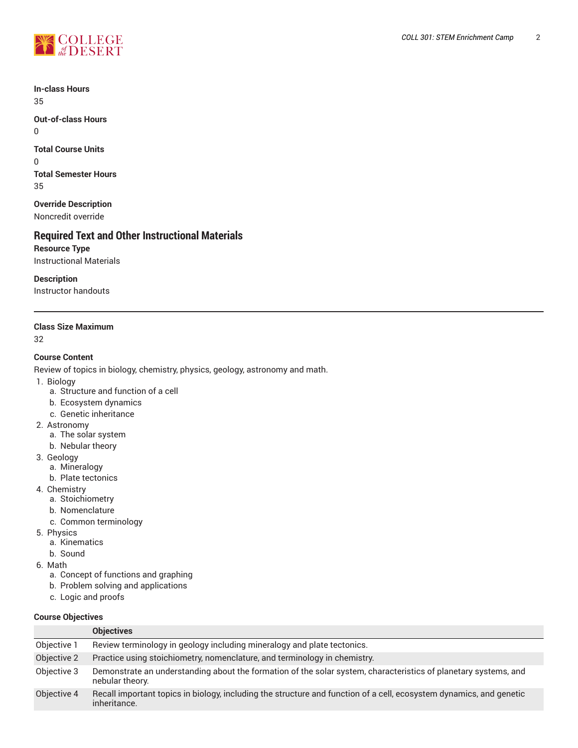**In-class Hours**
35

**Out-of-class Hours**
0

**Total Course Units**
0

**Total Semester Hours**
35

**Override Description**
Noncredit override

## Required Text and Other Instructional Materials

**Resource Type**
Instructional Materials

**Description**
Instructor handouts

---

**Class Size Maximum**
32

**Course Content**
Review of topics in biology, chemistry, physics, geology, astronomy and math.

1. Biology
    a. Structure and function of a cell
    b. Ecosystem dynamics
    c. Genetic inheritance
2. Astronomy
    a. The solar system
    b. Nebular theory
3. Geology
    a. Mineralogy
    b. Plate tectonics
4. Chemistry
    a. Stoichiometry
    b. Nomenclature
    c. Common terminology
5. Physics
    a. Kinematics
    b. Sound
6. Math
    a. Concept of functions and graphing
    b. Problem solving and applications
    c. Logic and proofs

**Course Objectives**

| | Objectives |
|---|---|
| Objective 1 | Review terminology in geology including mineralogy and plate tectonics. |
| Objective 2 | Practice using stoichiometry, nomenclature, and terminology in chemistry. |
| Objective 3 | Demonstrate an understanding about the formation of the solar system, characteristics of planetary systems, and nebular theory. |
| Objective 4 | Recall important topics in biology, including the structure and function of a cell, ecosystem dynamics, and genetic inheritance. |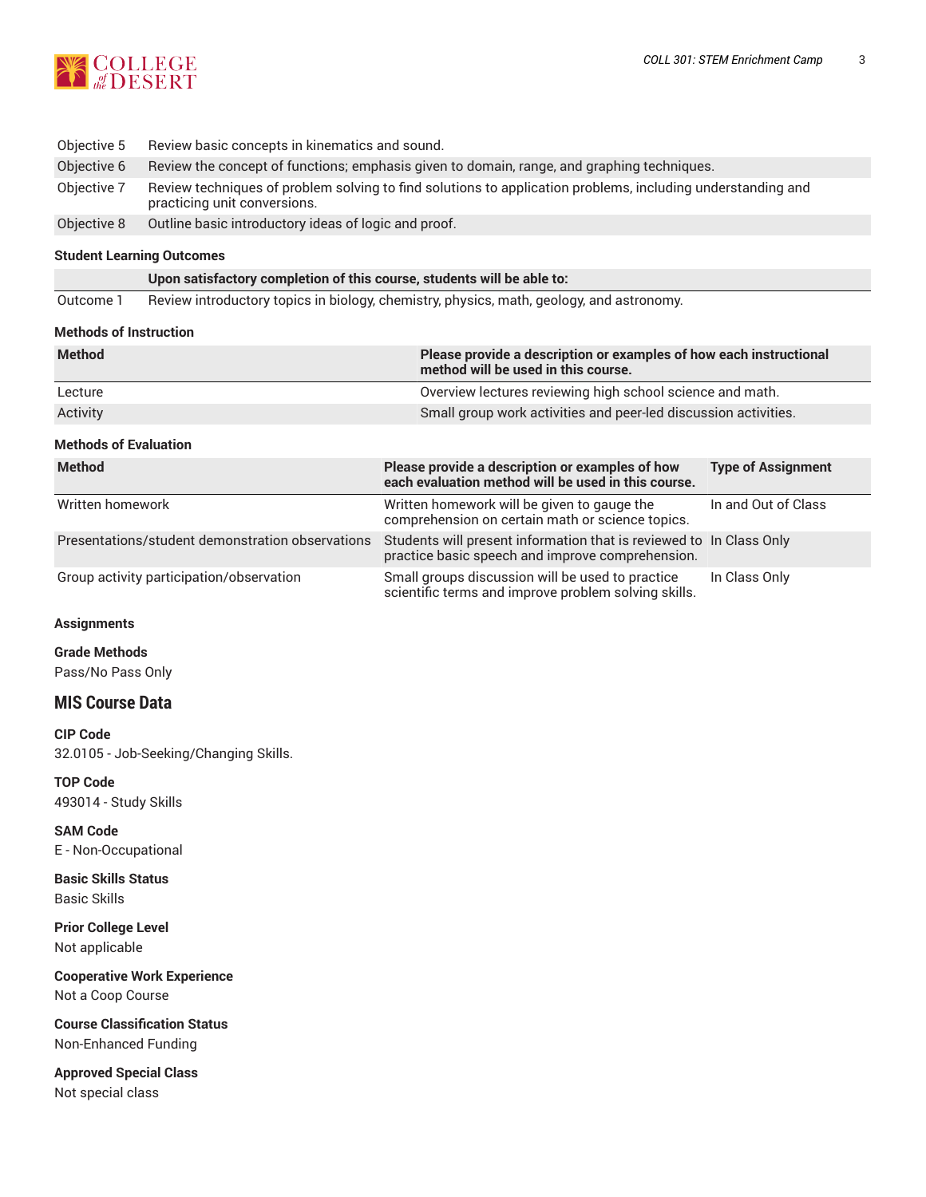| | |
|---|---|
| Objective 5 | Review basic concepts in kinematics and sound. |
| Objective 6 | Review the concept of functions; emphasis given to domain, range, and graphing techniques. |
| Objective 7 | Review techniques of problem solving to find solutions to application problems, including understanding and practicing unit conversions. |
| Objective 8 | Outline basic introductory ideas of logic and proof. |

#### Student Learning Outcomes

| | Upon satisfactory completion of this course, students will be able to: |
|---|---|
| Outcome 1 | Review introductory topics in biology, chemistry, physics, math, geology, and astronomy. |

#### Methods of Instruction

| Method | Please provide a description or examples of how each instructional method will be used in this course. |
|---|---|
| Lecture | Overview lectures reviewing high school science and math. |
| Activity | Small group work activities and peer-led discussion activities. |

#### Methods of Evaluation

| Method | Please provide a description or examples of how each evaluation method will be used in this course. | Type of Assignment |
|---|---|---|
| Written homework | Written homework will be given to gauge the comprehension on certain math or science topics. | In and Out of Class |
| Presentations/student demonstration observations | Students will present information that is reviewed to practice basic speech and improve comprehension. | In Class Only |
| Group activity participation/observation | Small groups discussion will be used to practice scientific terms and improve problem solving skills. | In Class Only |

#### Assignments

#### Grade Methods

Pass/No Pass Only

## MIS Course Data

**CIP Code**
32.0105 - Job-Seeking/Changing Skills.

**TOP Code**
493014 - Study Skills

**SAM Code**
E - Non-Occupational

**Basic Skills Status**
Basic Skills

**Prior College Level**
Not applicable

**Cooperative Work Experience**
Not a Coop Course

**Course Classification Status**
Non-Enhanced Funding

**Approved Special Class**
Not special class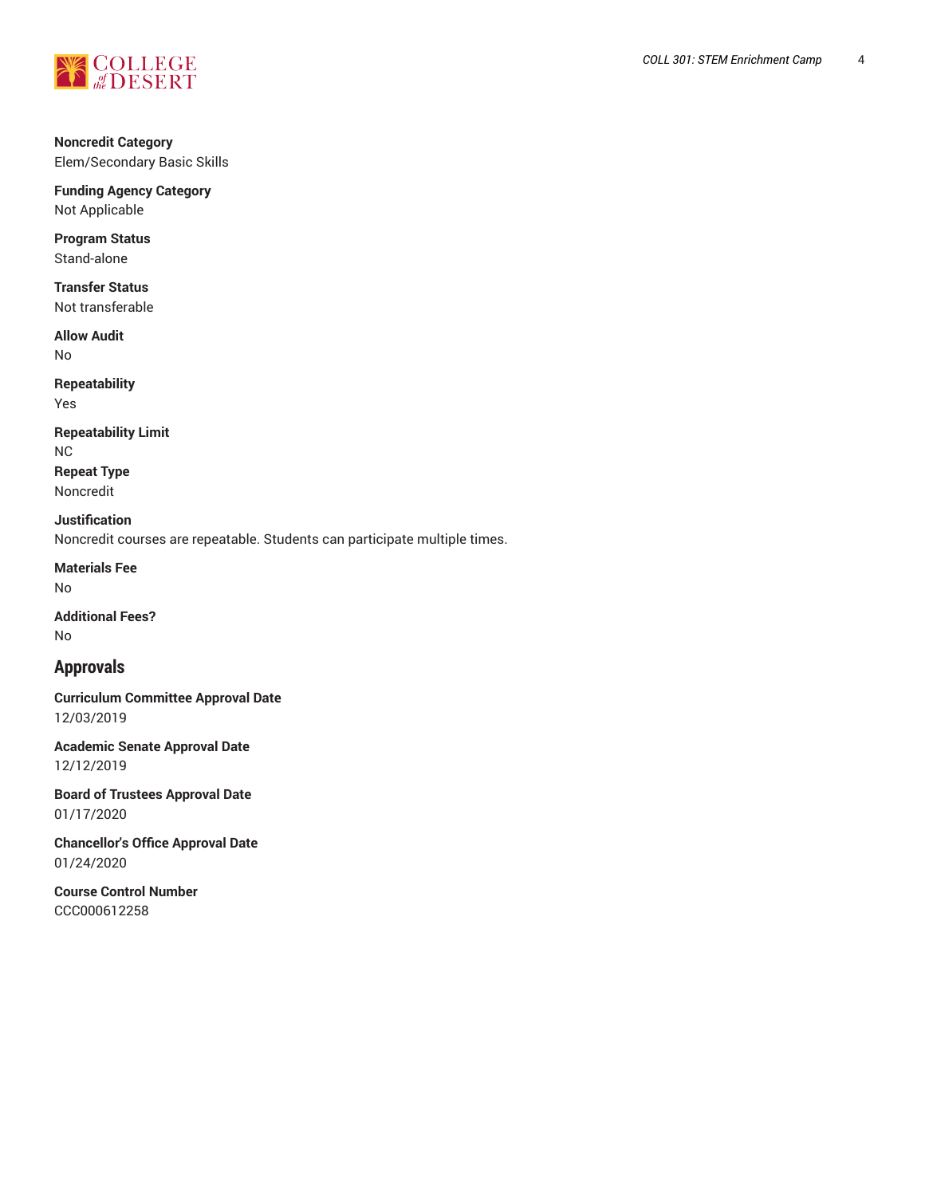**Noncredit Category**
Elem/Secondary Basic Skills

**Funding Agency Category**
Not Applicable

**Program Status**
Stand-alone

**Transfer Status**
Not transferable

**Allow Audit**
No

**Repeatability**
Yes

**Repeatability Limit**
NC

**Repeat Type**
Noncredit

**Justification**
Noncredit courses are repeatable. Students can participate multiple times.

**Materials Fee**
No

**Additional Fees?**
No

## Approvals

**Curriculum Committee Approval Date**
12/03/2019

**Academic Senate Approval Date**
12/12/2019

**Board of Trustees Approval Date**
01/17/2020

**Chancellor's Office Approval Date**
01/24/2020

**Course Control Number**
CCC000612258